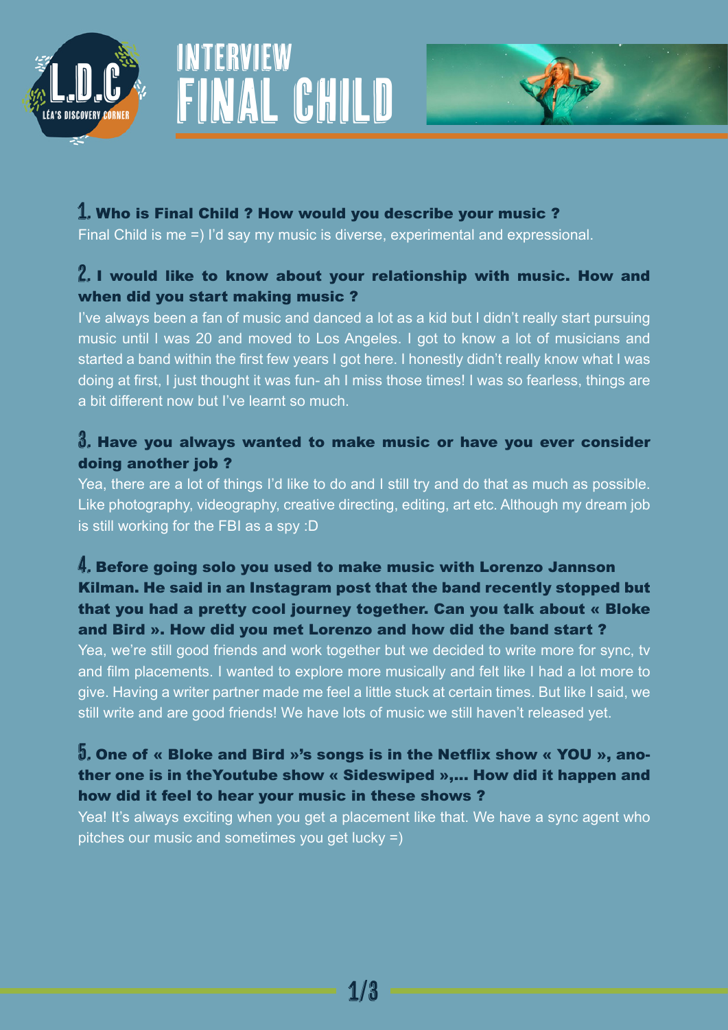# INTERVIEW FINAL CHILD

L.D.C LÉA'S DISCOVERY CORNER

**1. Who is Final Child ? How would you describe your music ?**

Final Child is me =) I'd say my music is diverse, experimental and expressional.

**2. I would like to know about your relationship with music. How and when did you start making music ?**

I've always been a fan of music and danced a lot as a kid but I didn't really start pursuing music until I was 20 and moved to Los Angeles. I got to know a lot of musicians and started a band within the first few years I got here. I honestly didn't really know what I was doing at first, I just thought it was fun- ah I miss those times! I was so fearless, things are a bit different now but I've learnt so much.

**3. Have you always wanted to make music or have you ever consider doing another job ?**

Yea, there are a lot of things I'd like to do and I still try and do that as much as possible. Like photography, videography, creative directing, editing, art etc. Although my dream job is still working for the FBI as a spy :D

**4. Before going solo you used to make music with Lorenzo Jannson Kilman. He said in an Instagram post that the band recently stopped but that you had a pretty cool journey together. Can you talk about « Bloke and Bird ». How did you met Lorenzo and how did the band start ?**

Yea, we're still good friends and work together but we decided to write more for sync, tv and film placements. I wanted to explore more musically and felt like I had a lot more to give. Having a writer partner made me feel a little stuck at certain times. But like I said, we still write and are good friends! We have lots of music we still haven't released yet.

**5. One of « Bloke and Bird »'s songs is in the Netflix show « YOU », another one is in theYoutube show « Sideswiped »,... How did it happen and how did it feel to hear your music in these shows ?**

Yea! It's always exciting when you get a placement like that. We have a sync agent who pitches our music and sometimes you get lucky =)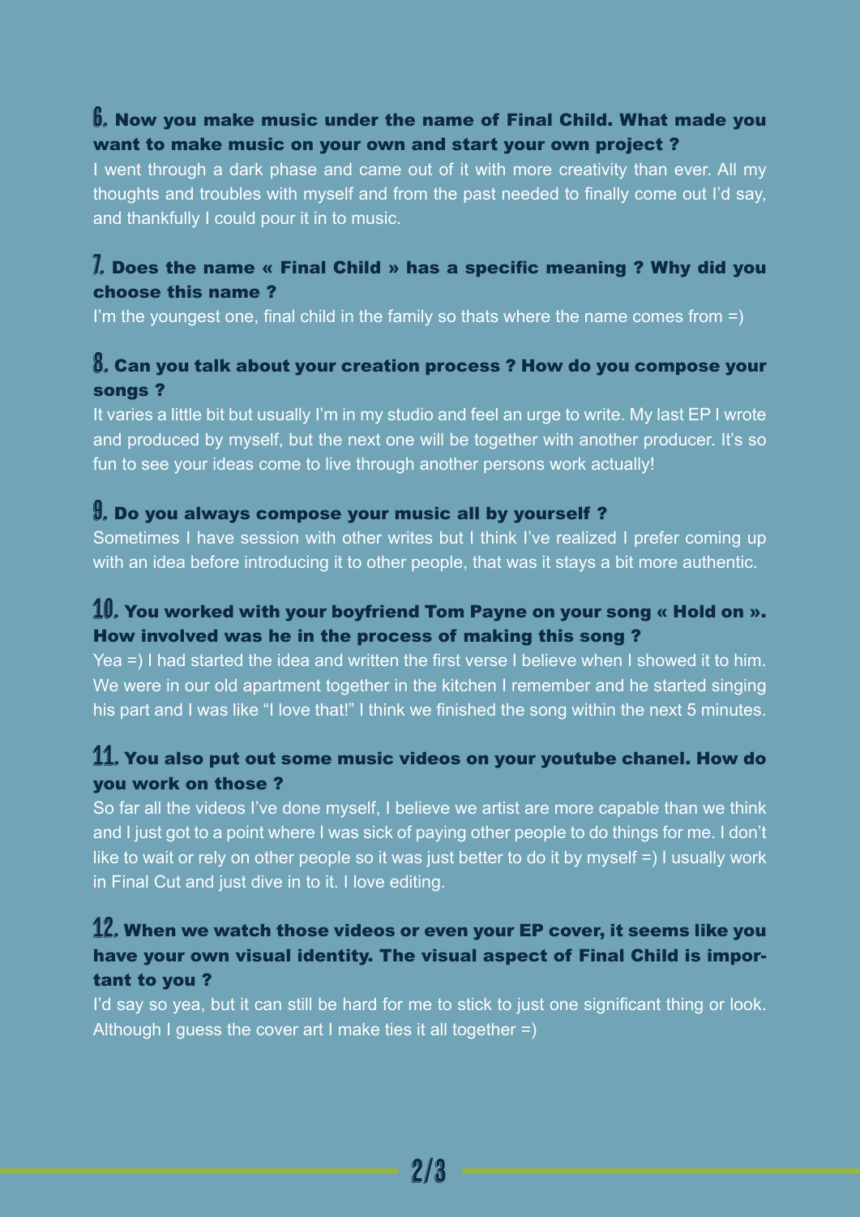**6. Now you make music under the name of Final Child. What made you want to make music on your own and start your own project ?**

I went through a dark phase and came out of it with more creativity than ever. All my thoughts and troubles with myself and from the past needed to finally come out I'd say, and thankfully I could pour it in to music.

**7. Does the name « Final Child » has a specific meaning ? Why did you choose this name ?**

I'm the youngest one, final child in the family so thats where the name comes from =)

**8. Can you talk about your creation process ? How do you compose your songs ?**

It varies a little bit but usually I'm in my studio and feel an urge to write. My last EP I wrote and produced by myself, but the next one will be together with another producer. It's so fun to see your ideas come to live through another persons work actually!

**9. Do you always compose your music all by yourself ?**

Sometimes I have session with other writes but I think I've realized I prefer coming up with an idea before introducing it to other people, that was it stays a bit more authentic.

**10. You worked with your boyfriend Tom Payne on your song « Hold on ». How involved was he in the process of making this song ?**

Yea =) I had started the idea and written the first verse I believe when I showed it to him. We were in our old apartment together in the kitchen I remember and he started singing his part and I was like "I love that!" I think we finished the song within the next 5 minutes.

**11. You also put out some music videos on your youtube chanel. How do you work on those ?**

So far all the videos I've done myself, I believe we artist are more capable than we think and I just got to a point where I was sick of paying other people to do things for me. I don't like to wait or rely on other people so it was just better to do it by myself =) I usually work in Final Cut and just dive in to it. I love editing.

**12. When we watch those videos or even your EP cover, it seems like you have your own visual identity. The visual aspect of Final Child is important to you ?**

I'd say so yea, but it can still be hard for me to stick to just one significant thing or look. Although I guess the cover art I make ties it all together =)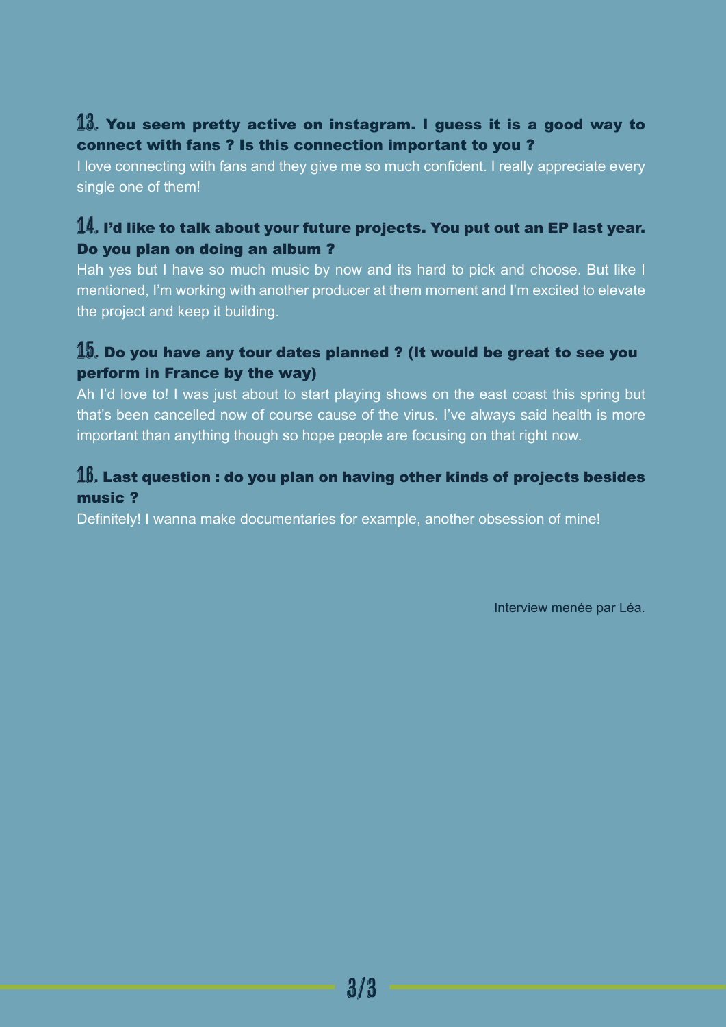**13. You seem pretty active on instagram. I guess it is a good way to connect with fans ? Is this connection important to you ?**

I love connecting with fans and they give me so much confident. I really appreciate every single one of them!

**14. I'd like to talk about your future projects. You put out an EP last year. Do you plan on doing an album ?**

Hah yes but I have so much music by now and its hard to pick and choose. But like I mentioned, I'm working with another producer at them moment and I'm excited to elevate the project and keep it building.

**15. Do you have any tour dates planned ? (It would be great to see you perform in France by the way)**

Ah I'd love to! I was just about to start playing shows on the east coast this spring but that's been cancelled now of course cause of the virus. I've always said health is more important than anything though so hope people are focusing on that right now.

**16. Last question : do you plan on having other kinds of projects besides music ?**

Definitely! I wanna make documentaries for example, another obsession of mine!

Interview menée par Léa.